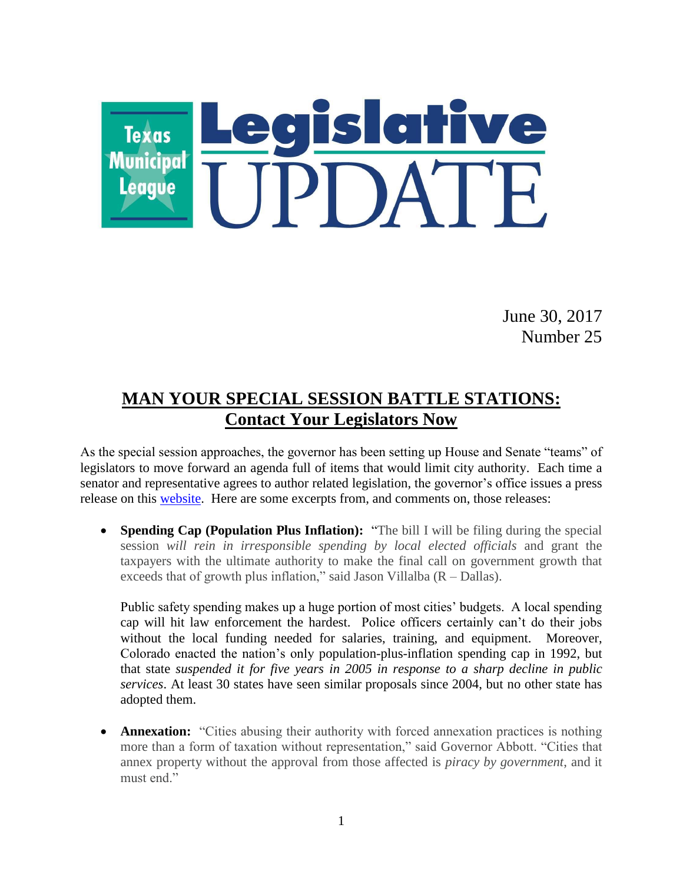# Texas Municipal League Legislative UPDATE

June 30, 2017
Number 25

## MAN YOUR SPECIAL SESSION BATTLE STATIONS: Contact Your Legislators Now

As the special session approaches, the governor has been setting up House and Senate "teams" of legislators to move forward an agenda full of items that would limit city authority. Each time a senator and representative agrees to author related legislation, the governor's office issues a press release on this website. Here are some excerpts from, and comments on, those releases:

- **Spending Cap (Population Plus Inflation):** "The bill I will be filing during the special session *will rein in irresponsible spending by local elected officials* and grant the taxpayers with the ultimate authority to make the final call on government growth that exceeds that of growth plus inflation," said Jason Villalba (R – Dallas).

  Public safety spending makes up a huge portion of most cities' budgets. A local spending cap will hit law enforcement the hardest. Police officers certainly can't do their jobs without the local funding needed for salaries, training, and equipment. Moreover, Colorado enacted the nation's only population-plus-inflation spending cap in 1992, but that state *suspended it for five years in 2005 in response to a sharp decline in public services*. At least 30 states have seen similar proposals since 2004, but no other state has adopted them.

- **Annexation:** "Cities abusing their authority with forced annexation practices is nothing more than a form of taxation without representation," said Governor Abbott. "Cities that annex property without the approval from those affected is *piracy by government*, and it must end."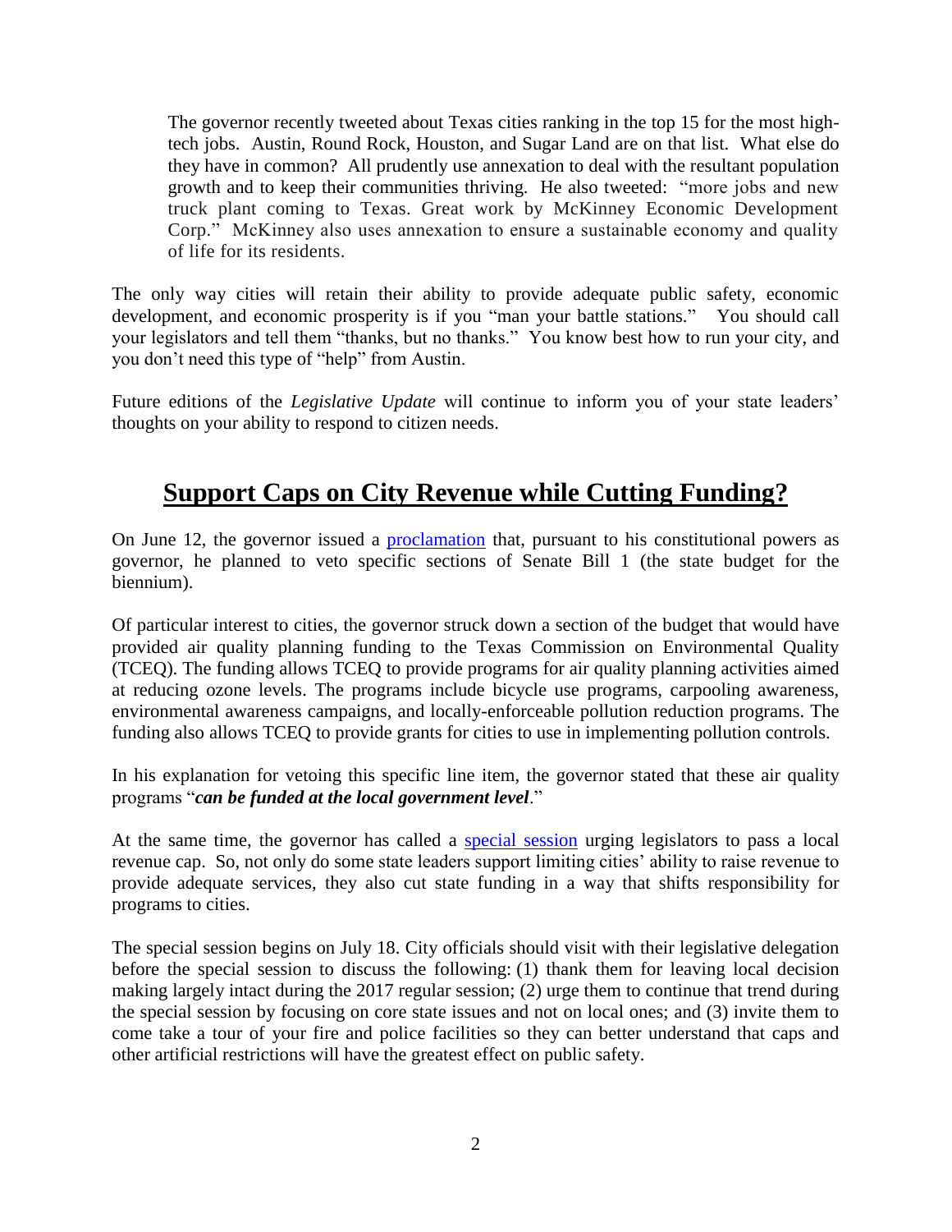> The governor recently tweeted about Texas cities ranking in the top 15 for the most high-tech jobs. Austin, Round Rock, Houston, and Sugar Land are on that list. What else do they have in common? All prudently use annexation to deal with the resultant population growth and to keep their communities thriving. He also tweeted: "more jobs and new truck plant coming to Texas. Great work by McKinney Economic Development Corp." McKinney also uses annexation to ensure a sustainable economy and quality of life for its residents.

The only way cities will retain their ability to provide adequate public safety, economic development, and economic prosperity is if you "man your battle stations." You should call your legislators and tell them "thanks, but no thanks." You know best how to run your city, and you don't need this type of "help" from Austin.

Future editions of the *Legislative Update* will continue to inform you of your state leaders' thoughts on your ability to respond to citizen needs.

## Support Caps on City Revenue while Cutting Funding?

On June 12, the governor issued a proclamation that, pursuant to his constitutional powers as governor, he planned to veto specific sections of Senate Bill 1 (the state budget for the biennium).

Of particular interest to cities, the governor struck down a section of the budget that would have provided air quality planning funding to the Texas Commission on Environmental Quality (TCEQ). The funding allows TCEQ to provide programs for air quality planning activities aimed at reducing ozone levels. The programs include bicycle use programs, carpooling awareness, environmental awareness campaigns, and locally-enforceable pollution reduction programs. The funding also allows TCEQ to provide grants for cities to use in implementing pollution controls.

In his explanation for vetoing this specific line item, the governor stated that these air quality programs "***can be funded at the local government level***."

At the same time, the governor has called a special session urging legislators to pass a local revenue cap. So, not only do some state leaders support limiting cities' ability to raise revenue to provide adequate services, they also cut state funding in a way that shifts responsibility for programs to cities.

The special session begins on July 18. City officials should visit with their legislative delegation before the special session to discuss the following: (1) thank them for leaving local decision making largely intact during the 2017 regular session; (2) urge them to continue that trend during the special session by focusing on core state issues and not on local ones; and (3) invite them to come take a tour of your fire and police facilities so they can better understand that caps and other artificial restrictions will have the greatest effect on public safety.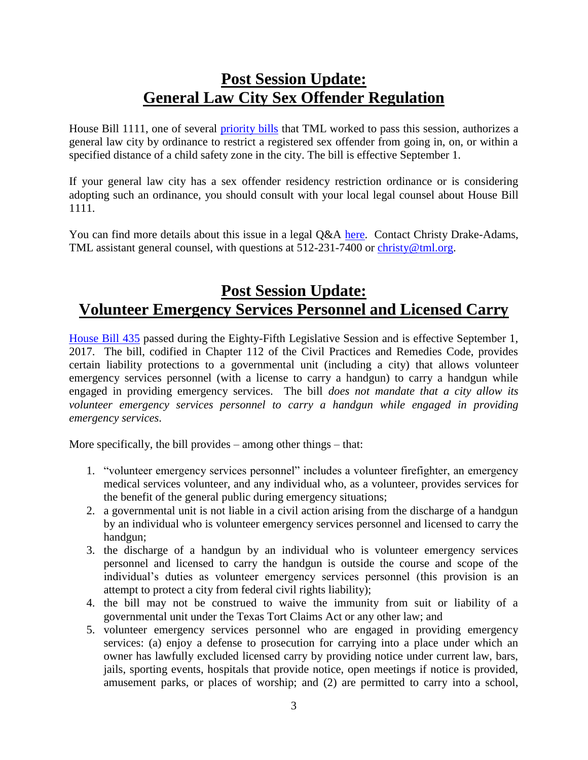## Post Session Update: General Law City Sex Offender Regulation

House Bill 1111, one of several [priority bills](priority bills) that TML worked to pass this session, authorizes a general law city by ordinance to restrict a registered sex offender from going in, on, or within a specified distance of a child safety zone in the city. The bill is effective September 1.

If your general law city has a sex offender residency restriction ordinance or is considering adopting such an ordinance, you should consult with your local legal counsel about House Bill 1111.

You can find more details about this issue in a legal Q&A [here](here). Contact Christy Drake-Adams, TML assistant general counsel, with questions at 512-231-7400 or [christy@tml.org](mailto:christy@tml.org).

## Post Session Update: Volunteer Emergency Services Personnel and Licensed Carry

[House Bill 435](House Bill 435) passed during the Eighty-Fifth Legislative Session and is effective September 1, 2017. The bill, codified in Chapter 112 of the Civil Practices and Remedies Code, provides certain liability protections to a governmental unit (including a city) that allows volunteer emergency services personnel (with a license to carry a handgun) to carry a handgun while engaged in providing emergency services. The bill *does not mandate that a city allow its volunteer emergency services personnel to carry a handgun while engaged in providing emergency services*.

More specifically, the bill provides – among other things – that:

1. "volunteer emergency services personnel" includes a volunteer firefighter, an emergency medical services volunteer, and any individual who, as a volunteer, provides services for the benefit of the general public during emergency situations;
2. a governmental unit is not liable in a civil action arising from the discharge of a handgun by an individual who is volunteer emergency services personnel and licensed to carry the handgun;
3. the discharge of a handgun by an individual who is volunteer emergency services personnel and licensed to carry the handgun is outside the course and scope of the individual's duties as volunteer emergency services personnel (this provision is an attempt to protect a city from federal civil rights liability);
4. the bill may not be construed to waive the immunity from suit or liability of a governmental unit under the Texas Tort Claims Act or any other law; and
5. volunteer emergency services personnel who are engaged in providing emergency services: (a) enjoy a defense to prosecution for carrying into a place under which an owner has lawfully excluded licensed carry by providing notice under current law, bars, jails, sporting events, hospitals that provide notice, open meetings if notice is provided, amusement parks, or places of worship; and (2) are permitted to carry into a school,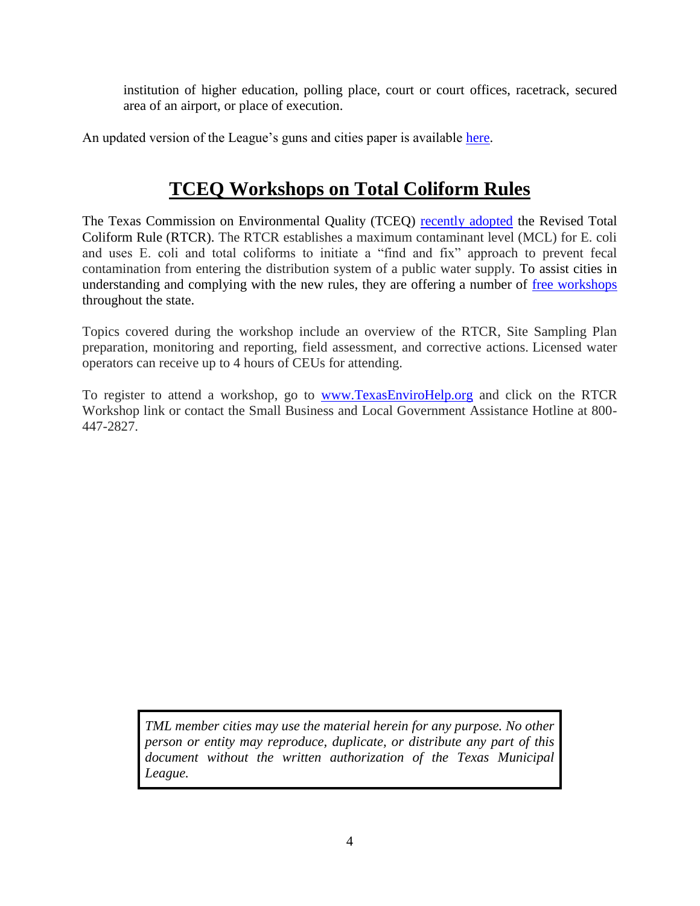institution of higher education, polling place, court or court offices, racetrack, secured area of an airport, or place of execution.

An updated version of the League's guns and cities paper is available here.

## TCEQ Workshops on Total Coliform Rules

The Texas Commission on Environmental Quality (TCEQ) recently adopted the Revised Total Coliform Rule (RTCR). The RTCR establishes a maximum contaminant level (MCL) for E. coli and uses E. coli and total coliforms to initiate a "find and fix" approach to prevent fecal contamination from entering the distribution system of a public water supply. To assist cities in understanding and complying with the new rules, they are offering a number of free workshops throughout the state.

Topics covered during the workshop include an overview of the RTCR, Site Sampling Plan preparation, monitoring and reporting, field assessment, and corrective actions. Licensed water operators can receive up to 4 hours of CEUs for attending.

To register to attend a workshop, go to www.TexasEnviroHelp.org and click on the RTCR Workshop link or contact the Small Business and Local Government Assistance Hotline at 800-447-2827.

*TML member cities may use the material herein for any purpose. No other person or entity may reproduce, duplicate, or distribute any part of this document without the written authorization of the Texas Municipal League.*